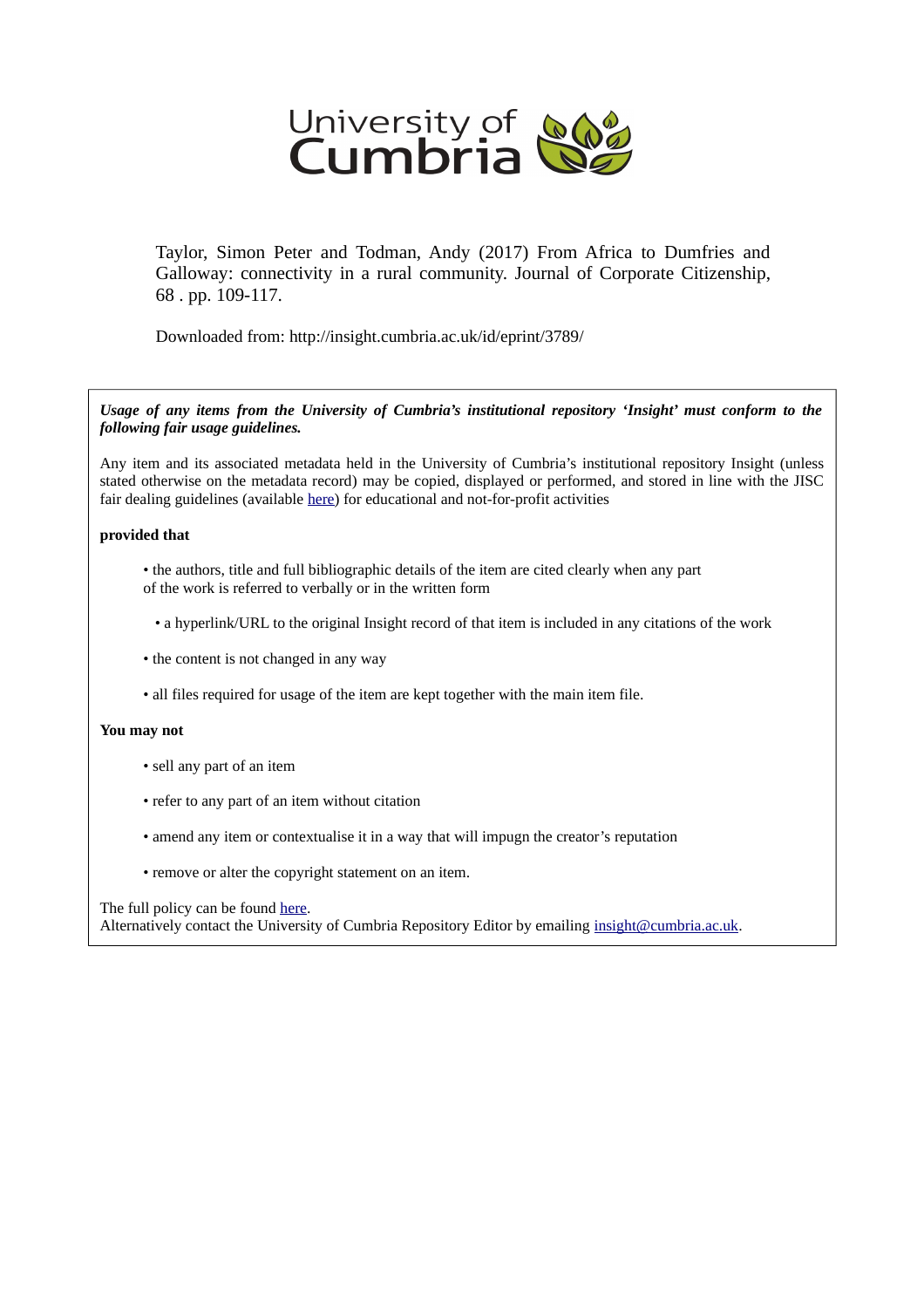University of Cumbria

Taylor, Simon Peter and Todman, Andy (2017) From Africa to Dumfries and Galloway: connectivity in a rural community. Journal of Corporate Citizenship, 68 . pp. 109-117.

Downloaded from: http://insight.cumbria.ac.uk/id/eprint/3789/

***Usage of any items from the University of Cumbria's institutional repository 'Insight' must conform to the following fair usage guidelines.***

Any item and its associated metadata held in the University of Cumbria's institutional repository Insight (unless stated otherwise on the metadata record) may be copied, displayed or performed, and stored in line with the JISC fair dealing guidelines (available here) for educational and not-for-profit activities

**provided that**

- the authors, title and full bibliographic details of the item are cited clearly when any part of the work is referred to verbally or in the written form
- a hyperlink/URL to the original Insight record of that item is included in any citations of the work
- the content is not changed in any way
- all files required for usage of the item are kept together with the main item file.

**You may not**

- sell any part of an item
- refer to any part of an item without citation
- amend any item or contextualise it in a way that will impugn the creator's reputation
- remove or alter the copyright statement on an item.

The full policy can be found here.
Alternatively contact the University of Cumbria Repository Editor by emailing insight@cumbria.ac.uk.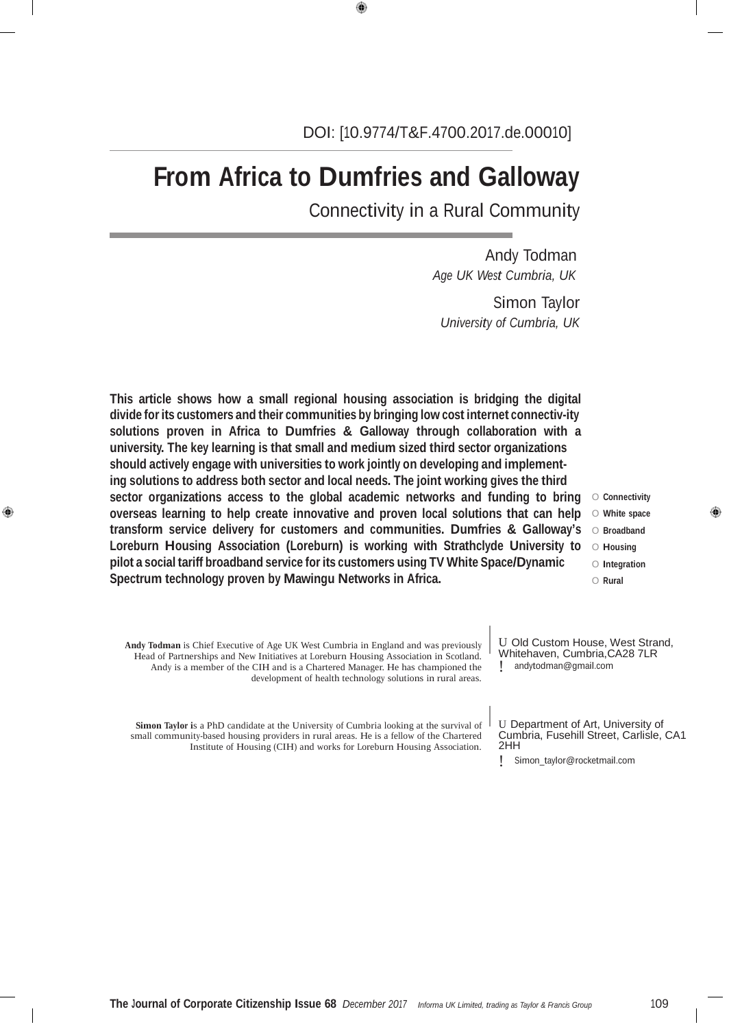DOI: [10.9774/T&F.4700.2017.de.00010]

# From Africa to Dumfries and Galloway

## Connectivity in a Rural Community

Andy Todman
*Age UK West Cumbria, UK*

Simon Taylor
*University of Cumbria, UK*

**This article shows how a small regional housing association is bridging the digital divide for its customers and their communities by bringing low cost internet connectiv-ity solutions proven in Africa to Dumfries & Galloway through collaboration with a university. The key learning is that small and medium sized third sector organizations should actively engage with universities to work jointly on developing and implement-ing solutions to address both sector and local needs. The joint working gives the third sector organizations access to the global academic networks and funding to bring overseas learning to help create innovative and proven local solutions that can help transform service delivery for customers and communities. Dumfries & Galloway's Loreburn Housing Association (Loreburn) is working with Strathclyde University to pilot a social tariff broadband service for its customers using TV White Space/Dynamic Spectrum technology proven by Mawingu Networks in Africa.**

- **Connectivity**
- **White space**
- **Broadband**
- **Housing**
- **Integration**
- **Rural**

**Andy Todman** is Chief Executive of Age UK West Cumbria in England and was previously Head of Partnerships and New Initiatives at Loreburn Housing Association in Scotland. Andy is a member of the CIH and is a Chartered Manager. He has championed the development of health technology solutions in rural areas.

Old Custom House, West Strand, Whitehaven, Cumbria,CA28 7LR
andytodman@gmail.com

**Simon Taylor** is a PhD candidate at the University of Cumbria looking at the survival of small community-based housing providers in rural areas. He is a fellow of the Chartered Institute of Housing (CIH) and works for Loreburn Housing Association.

Department of Art, University of Cumbria, Fusehill Street, Carlisle, CA1 2HH
Simon_taylor@rocketmail.com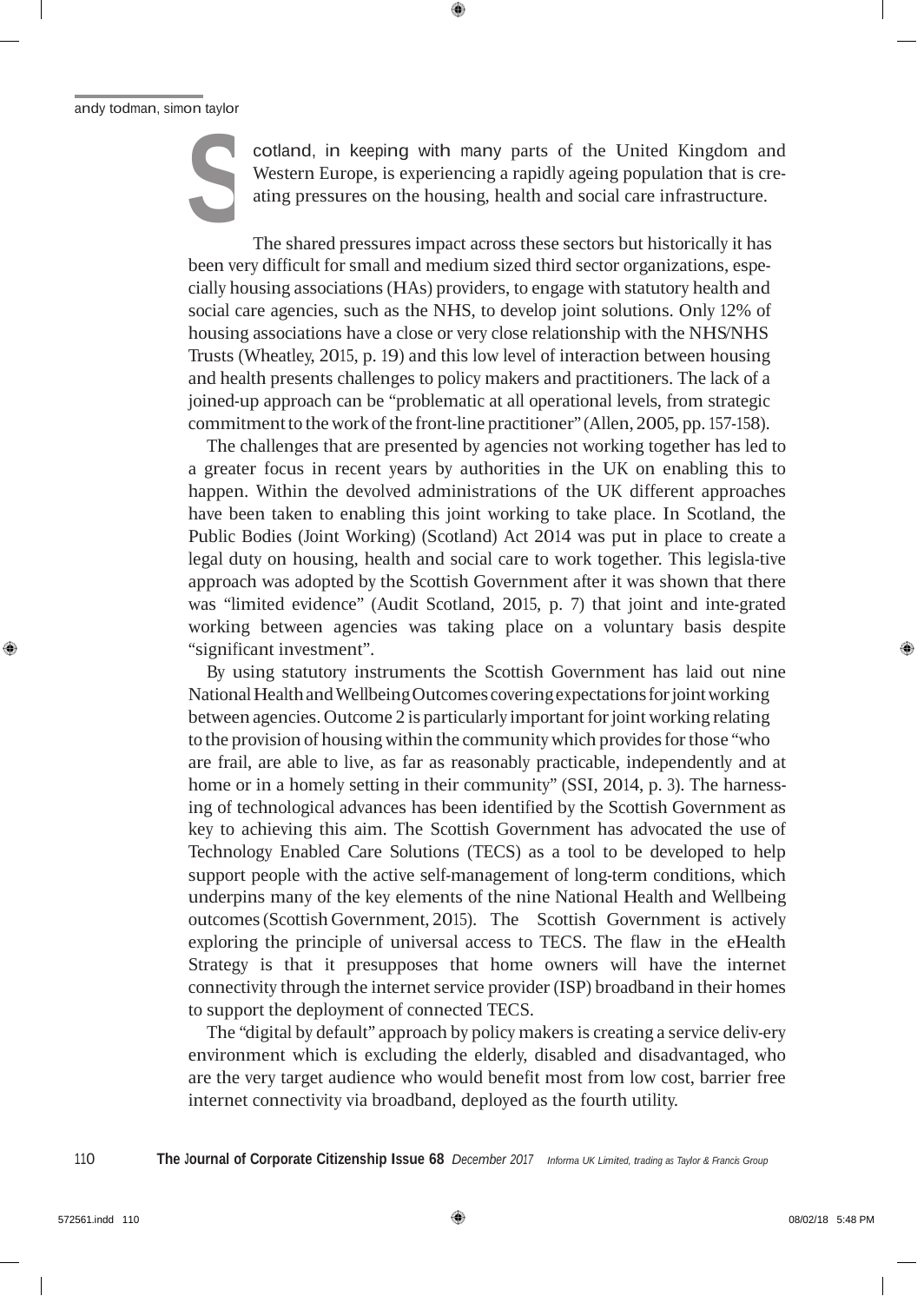Scotland, in keeping with many parts of the United Kingdom and Western Europe, is experiencing a rapidly ageing population that is creating pressures on the housing, health and social care infrastructure.

The shared pressures impact across these sectors but historically it has been very difficult for small and medium sized third sector organizations, especially housing associations (HAs) providers, to engage with statutory health and social care agencies, such as the NHS, to develop joint solutions. Only 12% of housing associations have a close or very close relationship with the NHS/NHS Trusts (Wheatley, 2015, p. 19) and this low level of interaction between housing and health presents challenges to policy makers and practitioners. The lack of a joined-up approach can be "problematic at all operational levels, from strategic commitment to the work of the front-line practitioner" (Allen, 2005, pp. 157-158).

The challenges that are presented by agencies not working together has led to a greater focus in recent years by authorities in the UK on enabling this to happen. Within the devolved administrations of the UK different approaches have been taken to enabling this joint working to take place. In Scotland, the Public Bodies (Joint Working) (Scotland) Act 2014 was put in place to create a legal duty on housing, health and social care to work together. This legislative approach was adopted by the Scottish Government after it was shown that there was "limited evidence" (Audit Scotland, 2015, p. 7) that joint and integrated working between agencies was taking place on a voluntary basis despite "significant investment".

By using statutory instruments the Scottish Government has laid out nine National Health and Wellbeing Outcomes covering expectations for joint working between agencies. Outcome 2 is particularly important for joint working relating to the provision of housing within the community which provides for those "who are frail, are able to live, as far as reasonably practicable, independently and at home or in a homely setting in their community" (SSI, 2014, p. 3). The harnessing of technological advances has been identified by the Scottish Government as key to achieving this aim. The Scottish Government has advocated the use of Technology Enabled Care Solutions (TECS) as a tool to be developed to help support people with the active self-management of long-term conditions, which underpins many of the key elements of the nine National Health and Wellbeing outcomes (Scottish Government, 2015). The Scottish Government is actively exploring the principle of universal access to TECS. The flaw in the eHealth Strategy is that it presupposes that home owners will have the internet connectivity through the internet service provider (ISP) broadband in their homes to support the deployment of connected TECS.

The "digital by default" approach by policy makers is creating a service delivery environment which is excluding the elderly, disabled and disadvantaged, who are the very target audience who would benefit most from low cost, barrier free internet connectivity via broadband, deployed as the fourth utility.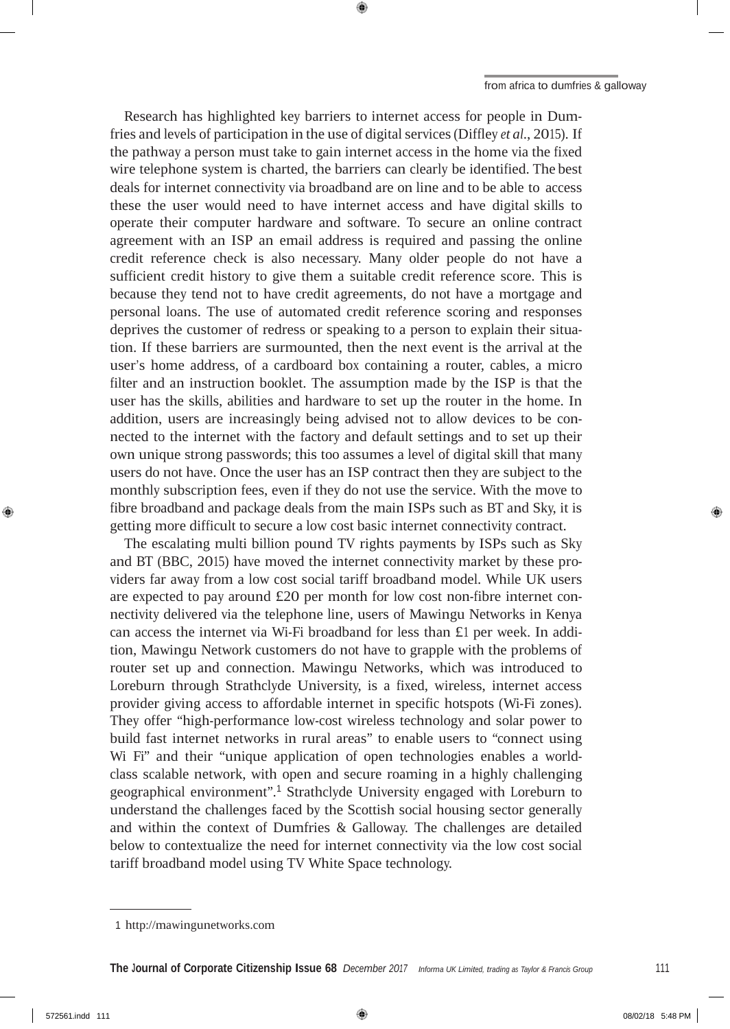Research has highlighted key barriers to internet access for people in Dumfries and levels of participation in the use of digital services (Diffley *et al*., 2015). If the pathway a person must take to gain internet access in the home via the fixed wire telephone system is charted, the barriers can clearly be identified. The best deals for internet connectivity via broadband are on line and to be able to access these the user would need to have internet access and have digital skills to operate their computer hardware and software. To secure an online contract agreement with an ISP an email address is required and passing the online credit reference check is also necessary. Many older people do not have a sufficient credit history to give them a suitable credit reference score. This is because they tend not to have credit agreements, do not have a mortgage and personal loans. The use of automated credit reference scoring and responses deprives the customer of redress or speaking to a person to explain their situation. If these barriers are surmounted, then the next event is the arrival at the user's home address, of a cardboard box containing a router, cables, a micro filter and an instruction booklet. The assumption made by the ISP is that the user has the skills, abilities and hardware to set up the router in the home. In addition, users are increasingly being advised not to allow devices to be connected to the internet with the factory and default settings and to set up their own unique strong passwords; this too assumes a level of digital skill that many users do not have. Once the user has an ISP contract then they are subject to the monthly subscription fees, even if they do not use the service. With the move to fibre broadband and package deals from the main ISPs such as BT and Sky, it is getting more difficult to secure a low cost basic internet connectivity contract.

The escalating multi billion pound TV rights payments by ISPs such as Sky and BT (BBC, 2015) have moved the internet connectivity market by these providers far away from a low cost social tariff broadband model. While UK users are expected to pay around £20 per month for low cost non-fibre internet connectivity delivered via the telephone line, users of Mawingu Networks in Kenya can access the internet via Wi-Fi broadband for less than £1 per week. In addition, Mawingu Network customers do not have to grapple with the problems of router set up and connection. Mawingu Networks, which was introduced to Loreburn through Strathclyde University, is a fixed, wireless, internet access provider giving access to affordable internet in specific hotspots (Wi-Fi zones). They offer "high-performance low-cost wireless technology and solar power to build fast internet networks in rural areas" to enable users to "connect using Wi Fi" and their "unique application of open technologies enables a world-class scalable network, with open and secure roaming in a highly challenging geographical environment".[1] Strathclyde University engaged with Loreburn to understand the challenges faced by the Scottish social housing sector generally and within the context of Dumfries & Galloway. The challenges are detailed below to contextualize the need for internet connectivity via the low cost social tariff broadband model using TV White Space technology.

---

1 http://mawingunetworks.com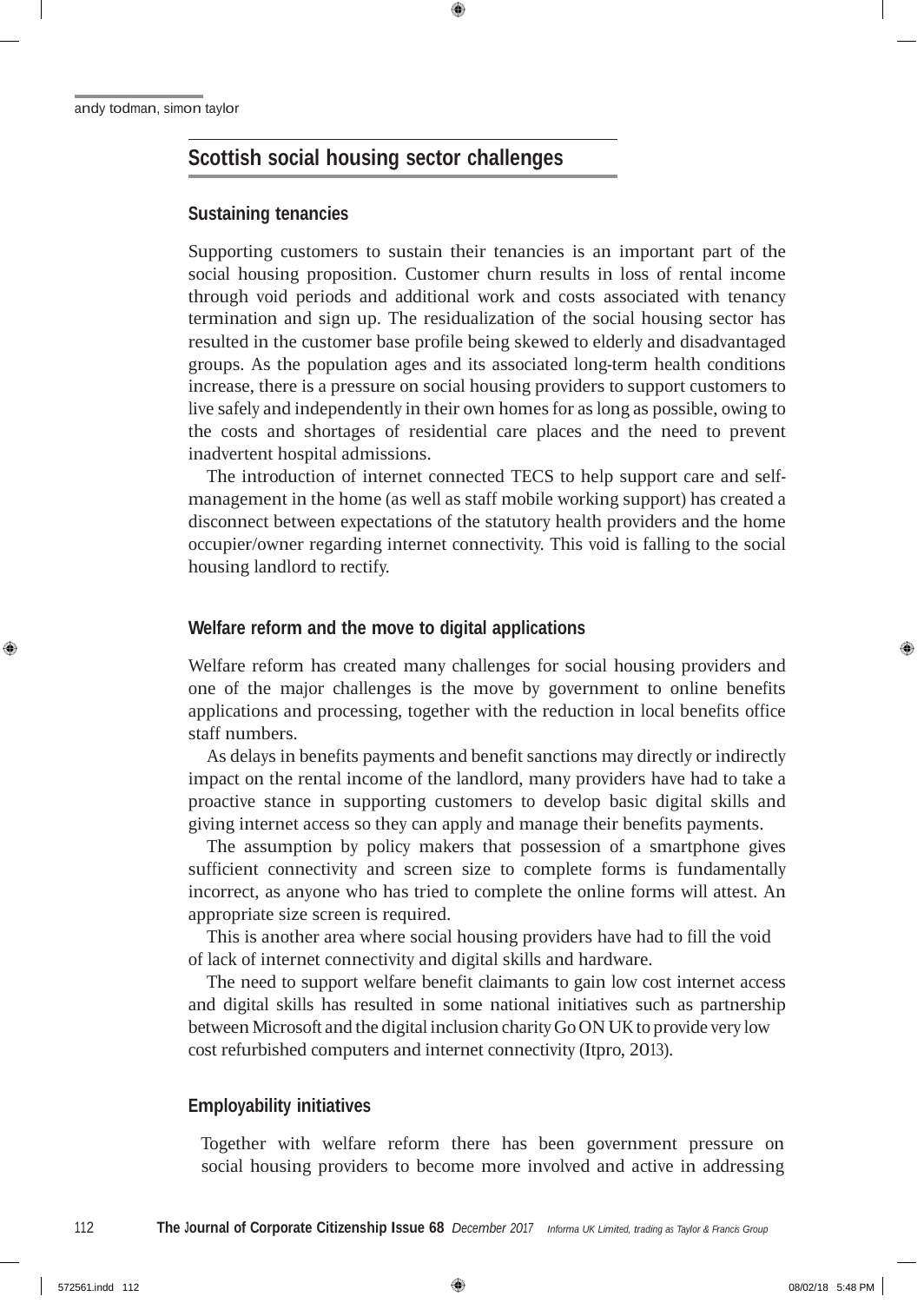## Scottish social housing sector challenges

### Sustaining tenancies

Supporting customers to sustain their tenancies is an important part of the social housing proposition. Customer churn results in loss of rental income through void periods and additional work and costs associated with tenancy termination and sign up. The residualization of the social housing sector has resulted in the customer base profile being skewed to elderly and disadvantaged groups. As the population ages and its associated long-term health conditions increase, there is a pressure on social housing providers to support customers to live safely and independently in their own homes for as long as possible, owing to the costs and shortages of residential care places and the need to prevent inadvertent hospital admissions.

The introduction of internet connected TECS to help support care and self-management in the home (as well as staff mobile working support) has created a disconnect between expectations of the statutory health providers and the home occupier/owner regarding internet connectivity. This void is falling to the social housing landlord to rectify.

### Welfare reform and the move to digital applications

Welfare reform has created many challenges for social housing providers and one of the major challenges is the move by government to online benefits applications and processing, together with the reduction in local benefits office staff numbers.

As delays in benefits payments and benefit sanctions may directly or indirectly impact on the rental income of the landlord, many providers have had to take a proactive stance in supporting customers to develop basic digital skills and giving internet access so they can apply and manage their benefits payments.

The assumption by policy makers that possession of a smartphone gives sufficient connectivity and screen size to complete forms is fundamentally incorrect, as anyone who has tried to complete the online forms will attest. An appropriate size screen is required.

This is another area where social housing providers have had to fill the void of lack of internet connectivity and digital skills and hardware.

The need to support welfare benefit claimants to gain low cost internet access and digital skills has resulted in some national initiatives such as partnership between Microsoft and the digital inclusion charity Go ON UK to provide very low cost refurbished computers and internet connectivity (Itpro, 2013).

### Employability initiatives

Together with welfare reform there has been government pressure on social housing providers to become more involved and active in addressing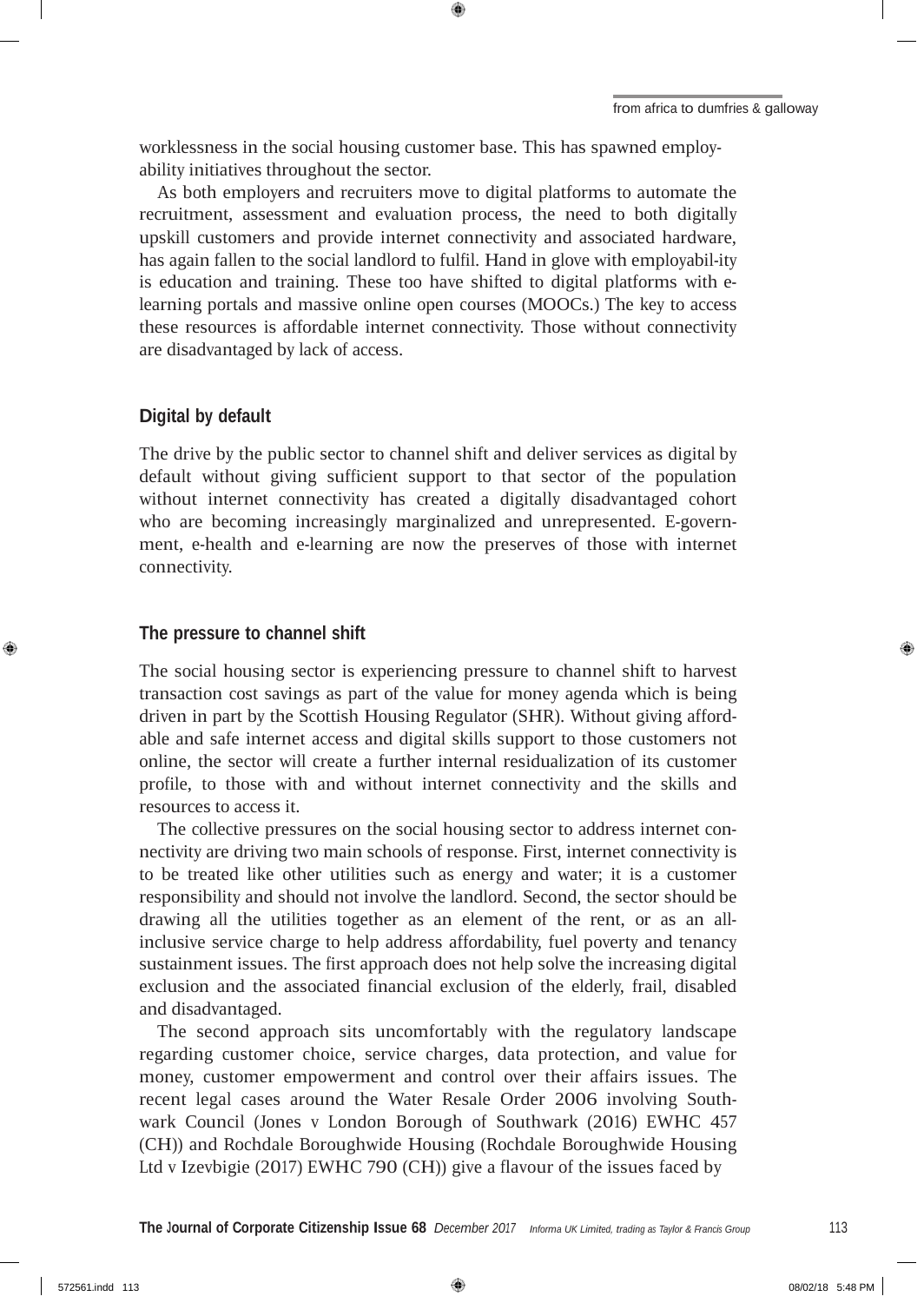worklessness in the social housing customer base. This has spawned employability initiatives throughout the sector.

As both employers and recruiters move to digital platforms to automate the recruitment, assessment and evaluation process, the need to both digitally upskill customers and provide internet connectivity and associated hardware, has again fallen to the social landlord to fulfil. Hand in glove with employabil-ity is education and training. These too have shifted to digital platforms with e-learning portals and massive online open courses (MOOCs.) The key to access these resources is affordable internet connectivity. Those without connectivity are disadvantaged by lack of access.

## Digital by default

The drive by the public sector to channel shift and deliver services as digital by default without giving sufficient support to that sector of the population without internet connectivity has created a digitally disadvantaged cohort who are becoming increasingly marginalized and unrepresented. E-government, e-health and e-learning are now the preserves of those with internet connectivity.

## The pressure to channel shift

The social housing sector is experiencing pressure to channel shift to harvest transaction cost savings as part of the value for money agenda which is being driven in part by the Scottish Housing Regulator (SHR). Without giving affordable and safe internet access and digital skills support to those customers not online, the sector will create a further internal residualization of its customer profile, to those with and without internet connectivity and the skills and resources to access it.

The collective pressures on the social housing sector to address internet connectivity are driving two main schools of response. First, internet connectivity is to be treated like other utilities such as energy and water; it is a customer responsibility and should not involve the landlord. Second, the sector should be drawing all the utilities together as an element of the rent, or as an all-inclusive service charge to help address affordability, fuel poverty and tenancy sustainment issues. The first approach does not help solve the increasing digital exclusion and the associated financial exclusion of the elderly, frail, disabled and disadvantaged.

The second approach sits uncomfortably with the regulatory landscape regarding customer choice, service charges, data protection, and value for money, customer empowerment and control over their affairs issues. The recent legal cases around the Water Resale Order 2006 involving Southwark Council (Jones v London Borough of Southwark (2016) EWHC 457 (CH)) and Rochdale Boroughwide Housing (Rochdale Boroughwide Housing Ltd v Izevbigie (2017) EWHC 790 (CH)) give a flavour of the issues faced by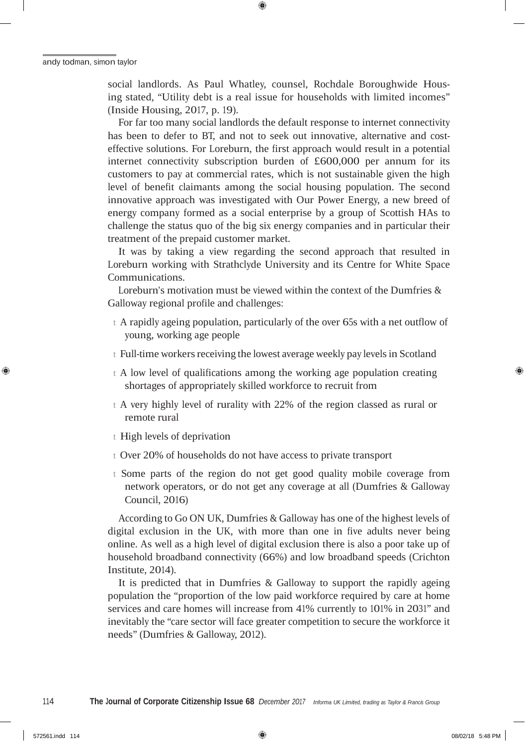social landlords. As Paul Whatley, counsel, Rochdale Boroughwide Housing stated, "Utility debt is a real issue for households with limited incomes" (Inside Housing, 2017, p. 19).

For far too many social landlords the default response to internet connectivity has been to defer to BT, and not to seek out innovative, alternative and cost-effective solutions. For Loreburn, the first approach would result in a potential internet connectivity subscription burden of £600,000 per annum for its customers to pay at commercial rates, which is not sustainable given the high level of benefit claimants among the social housing population. The second innovative approach was investigated with Our Power Energy, a new breed of energy company formed as a social enterprise by a group of Scottish HAs to challenge the status quo of the big six energy companies and in particular their treatment of the prepaid customer market.

It was by taking a view regarding the second approach that resulted in Loreburn working with Strathclyde University and its Centre for White Space Communications.

Loreburn's motivation must be viewed within the context of the Dumfries & Galloway regional profile and challenges:

- A rapidly ageing population, particularly of the over 65s with a net outflow of young, working age people
- Full-time workers receiving the lowest average weekly pay levels in Scotland
- A low level of qualifications among the working age population creating shortages of appropriately skilled workforce to recruit from
- A very highly level of rurality with 22% of the region classed as rural or remote rural
- High levels of deprivation
- Over 20% of households do not have access to private transport
- Some parts of the region do not get good quality mobile coverage from network operators, or do not get any coverage at all (Dumfries & Galloway Council, 2016)

According to Go ON UK, Dumfries & Galloway has one of the highest levels of digital exclusion in the UK, with more than one in five adults never being online. As well as a high level of digital exclusion there is also a poor take up of household broadband connectivity (66%) and low broadband speeds (Crichton Institute, 2014).

It is predicted that in Dumfries & Galloway to support the rapidly ageing population the "proportion of the low paid workforce required by care at home services and care homes will increase from 41% currently to 101% in 2031" and inevitably the "care sector will face greater competition to secure the workforce it needs" (Dumfries & Galloway, 2012).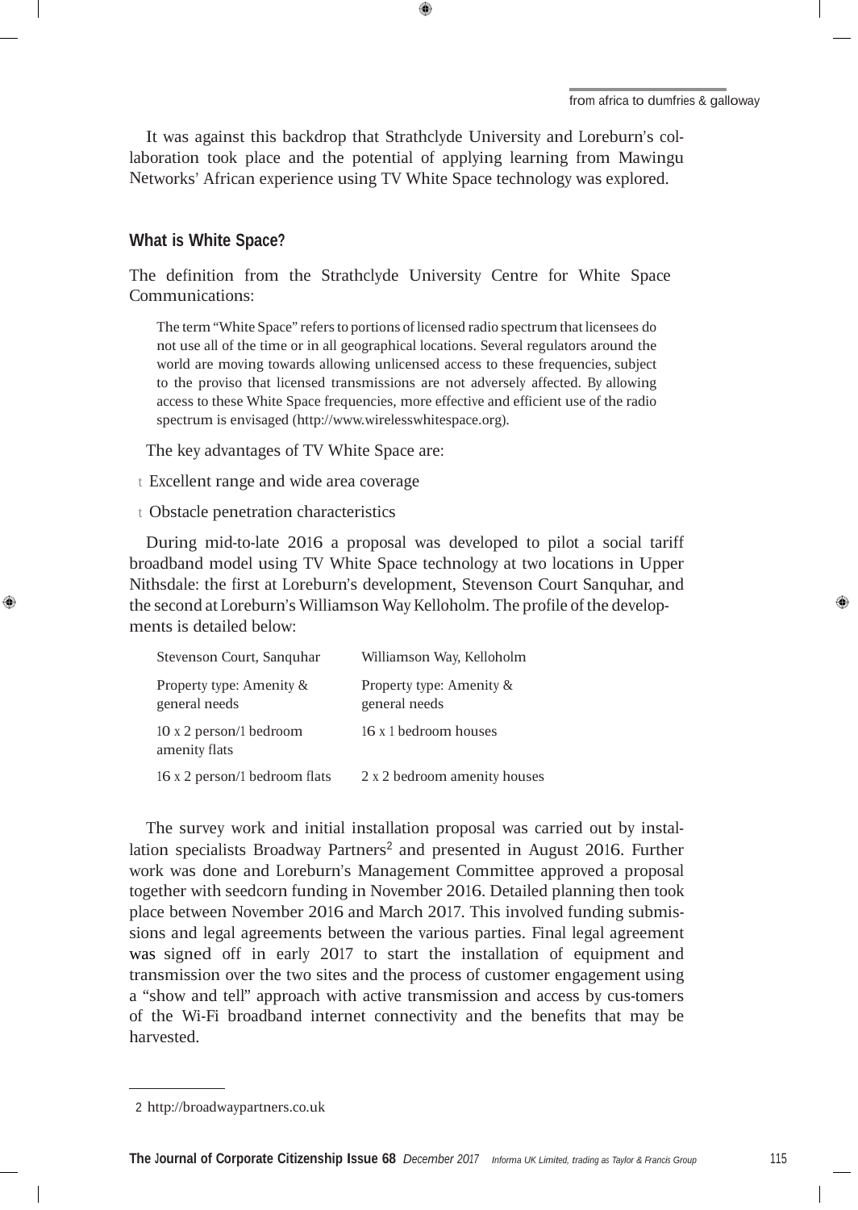It was against this backdrop that Strathclyde University and Loreburn's collaboration took place and the potential of applying learning from Mawingu Networks' African experience using TV White Space technology was explored.

### What is White Space?

The definition from the Strathclyde University Centre for White Space Communications:

> The term "White Space" refers to portions of licensed radio spectrum that licensees do not use all of the time or in all geographical locations. Several regulators around the world are moving towards allowing unlicensed access to these frequencies, subject to the proviso that licensed transmissions are not adversely affected. By allowing access to these White Space frequencies, more effective and efficient use of the radio spectrum is envisaged (http://www.wirelesswhitespace.org).

The key advantages of TV White Space are:

- Excellent range and wide area coverage
- Obstacle penetration characteristics

During mid-to-late 2016 a proposal was developed to pilot a social tariff broadband model using TV White Space technology at two locations in Upper Nithsdale: the first at Loreburn's development, Stevenson Court Sanquhar, and the second at Loreburn's Williamson Way Kelloholm. The profile of the developments is detailed below:

| Stevenson Court, Sanquhar | Williamson Way, Kelloholm |
|---|---|
| Property type: Amenity & general needs | Property type: Amenity & general needs |
| 10 x 2 person/1 bedroom amenity flats | 16 x 1 bedroom houses |
| 16 x 2 person/1 bedroom flats | 2 x 2 bedroom amenity houses |

The survey work and initial installation proposal was carried out by installation specialists Broadway Partners[2] and presented in August 2016. Further work was done and Loreburn's Management Committee approved a proposal together with seedcorn funding in November 2016. Detailed planning then took place between November 2016 and March 2017. This involved funding submissions and legal agreements between the various parties. Final legal agreement was signed off in early 2017 to start the installation of equipment and transmission over the two sites and the process of customer engagement using a "show and tell" approach with active transmission and access by cus-tomers of the Wi-Fi broadband internet connectivity and the benefits that may be harvested.

2 http://broadwaypartners.co.uk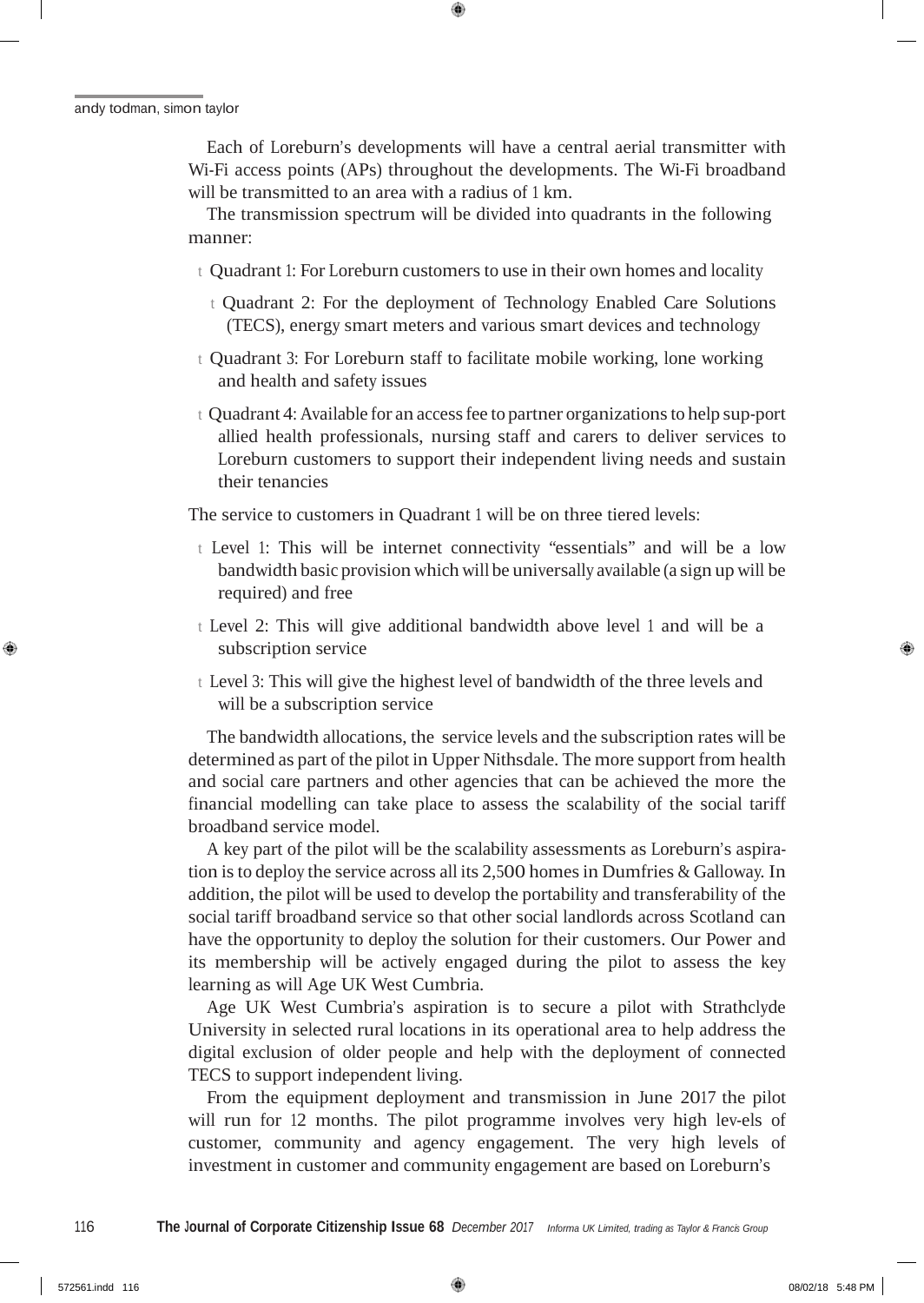Each of Loreburn's developments will have a central aerial transmitter with Wi-Fi access points (APs) throughout the developments. The Wi-Fi broadband will be transmitted to an area with a radius of 1 km.

The transmission spectrum will be divided into quadrants in the following manner:

- Quadrant 1: For Loreburn customers to use in their own homes and locality
- Quadrant 2: For the deployment of Technology Enabled Care Solutions (TECS), energy smart meters and various smart devices and technology
- Quadrant 3: For Loreburn staff to facilitate mobile working, lone working and health and safety issues
- Quadrant 4: Available for an access fee to partner organizations to help sup-port allied health professionals, nursing staff and carers to deliver services to Loreburn customers to support their independent living needs and sustain their tenancies

The service to customers in Quadrant 1 will be on three tiered levels:

- Level 1: This will be internet connectivity "essentials" and will be a low bandwidth basic provision which will be universally available (a sign up will be required) and free
- Level 2: This will give additional bandwidth above level 1 and will be a subscription service
- Level 3: This will give the highest level of bandwidth of the three levels and will be a subscription service

The bandwidth allocations, the service levels and the subscription rates will be determined as part of the pilot in Upper Nithsdale. The more support from health and social care partners and other agencies that can be achieved the more the financial modelling can take place to assess the scalability of the social tariff broadband service model.

A key part of the pilot will be the scalability assessments as Loreburn's aspiration is to deploy the service across all its 2,500 homes in Dumfries & Galloway. In addition, the pilot will be used to develop the portability and transferability of the social tariff broadband service so that other social landlords across Scotland can have the opportunity to deploy the solution for their customers. Our Power and its membership will be actively engaged during the pilot to assess the key learning as will Age UK West Cumbria.

Age UK West Cumbria's aspiration is to secure a pilot with Strathclyde University in selected rural locations in its operational area to help address the digital exclusion of older people and help with the deployment of connected TECS to support independent living.

From the equipment deployment and transmission in June 2017 the pilot will run for 12 months. The pilot programme involves very high lev-els of customer, community and agency engagement. The very high levels of investment in customer and community engagement are based on Loreburn's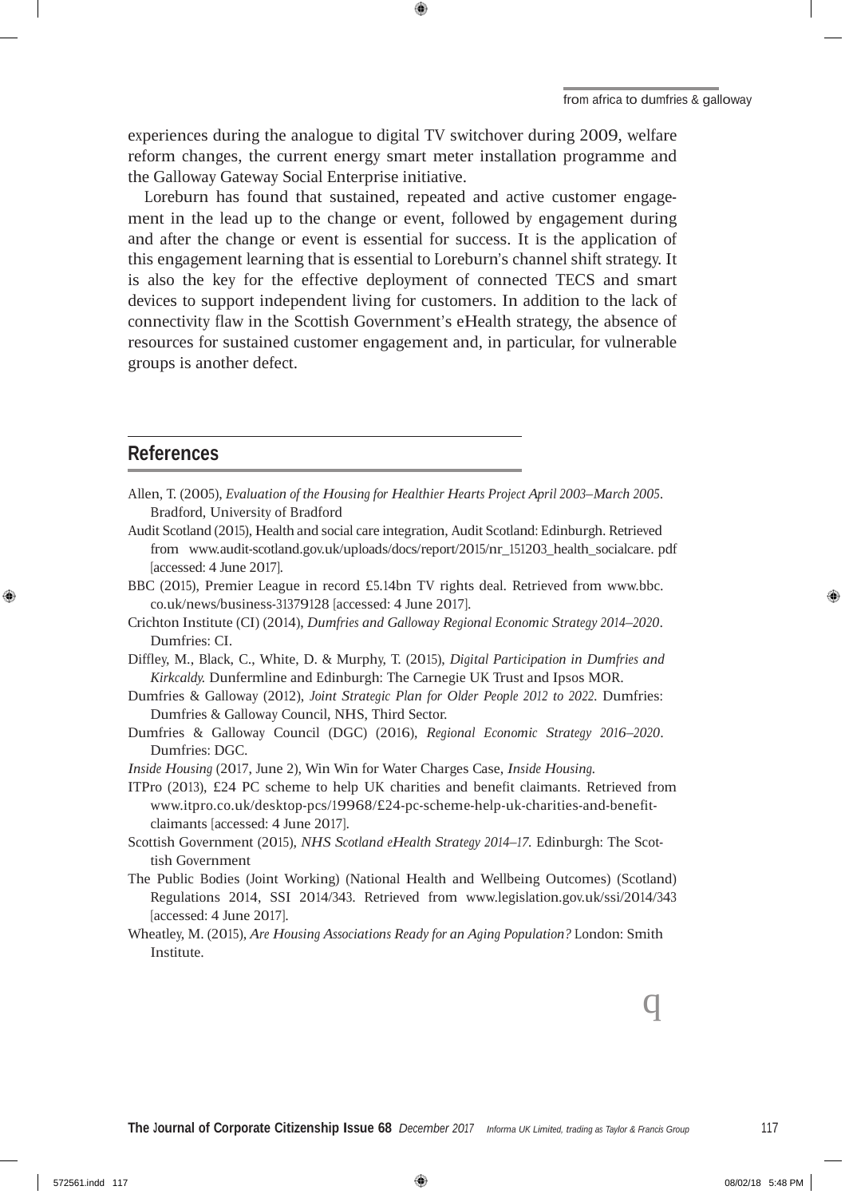experiences during the analogue to digital TV switchover during 2009, welfare reform changes, the current energy smart meter installation programme and the Galloway Gateway Social Enterprise initiative.

Loreburn has found that sustained, repeated and active customer engagement in the lead up to the change or event, followed by engagement during and after the change or event is essential for success. It is the application of this engagement learning that is essential to Loreburn's channel shift strategy. It is also the key for the effective deployment of connected TECS and smart devices to support independent living for customers. In addition to the lack of connectivity flaw in the Scottish Government's eHealth strategy, the absence of resources for sustained customer engagement and, in particular, for vulnerable groups is another defect.

## References

Allen, T. (2005), *Evaluation of the Housing for Healthier Hearts Project April 2003–March 2005*. Bradford, University of Bradford

Audit Scotland (2015), Health and social care integration, Audit Scotland: Edinburgh. Retrieved from www.audit-scotland.gov.uk/uploads/docs/report/2015/nr_151203_health_socialcare.pdf [accessed: 4 June 2017].

BBC (2015), Premier League in record £5.14bn TV rights deal. Retrieved from www.bbc.co.uk/news/business-31379128 [accessed: 4 June 2017].

Crichton Institute (CI) (2014), *Dumfries and Galloway Regional Economic Strategy 2014–2020*. Dumfries: CI.

Diffley, M., Black, C., White, D. & Murphy, T. (2015), *Digital Participation in Dumfries and Kirkcaldy.* Dunfermline and Edinburgh: The Carnegie UK Trust and Ipsos MOR.

Dumfries & Galloway (2012), *Joint Strategic Plan for Older People 2012 to 2022*. Dumfries: Dumfries & Galloway Council, NHS, Third Sector.

Dumfries & Galloway Council (DGC) (2016), *Regional Economic Strategy 2016–2020*. Dumfries: DGC.

*Inside Housing* (2017, June 2), Win Win for Water Charges Case, *Inside Housing.*

ITPro (2013), £24 PC scheme to help UK charities and benefit claimants. Retrieved from www.itpro.co.uk/desktop-pcs/19968/£24-pc-scheme-help-uk-charities-and-benefit-claimants [accessed: 4 June 2017].

Scottish Government (2015), *NHS Scotland eHealth Strategy 2014–17.* Edinburgh: The Scottish Government

The Public Bodies (Joint Working) (National Health and Wellbeing Outcomes) (Scotland) Regulations 2014, SSI 2014/343. Retrieved from www.legislation.gov.uk/ssi/2014/343 [accessed: 4 June 2017].

Wheatley, M. (2015), *Are Housing Associations Ready for an Aging Population?* London: Smith Institute.